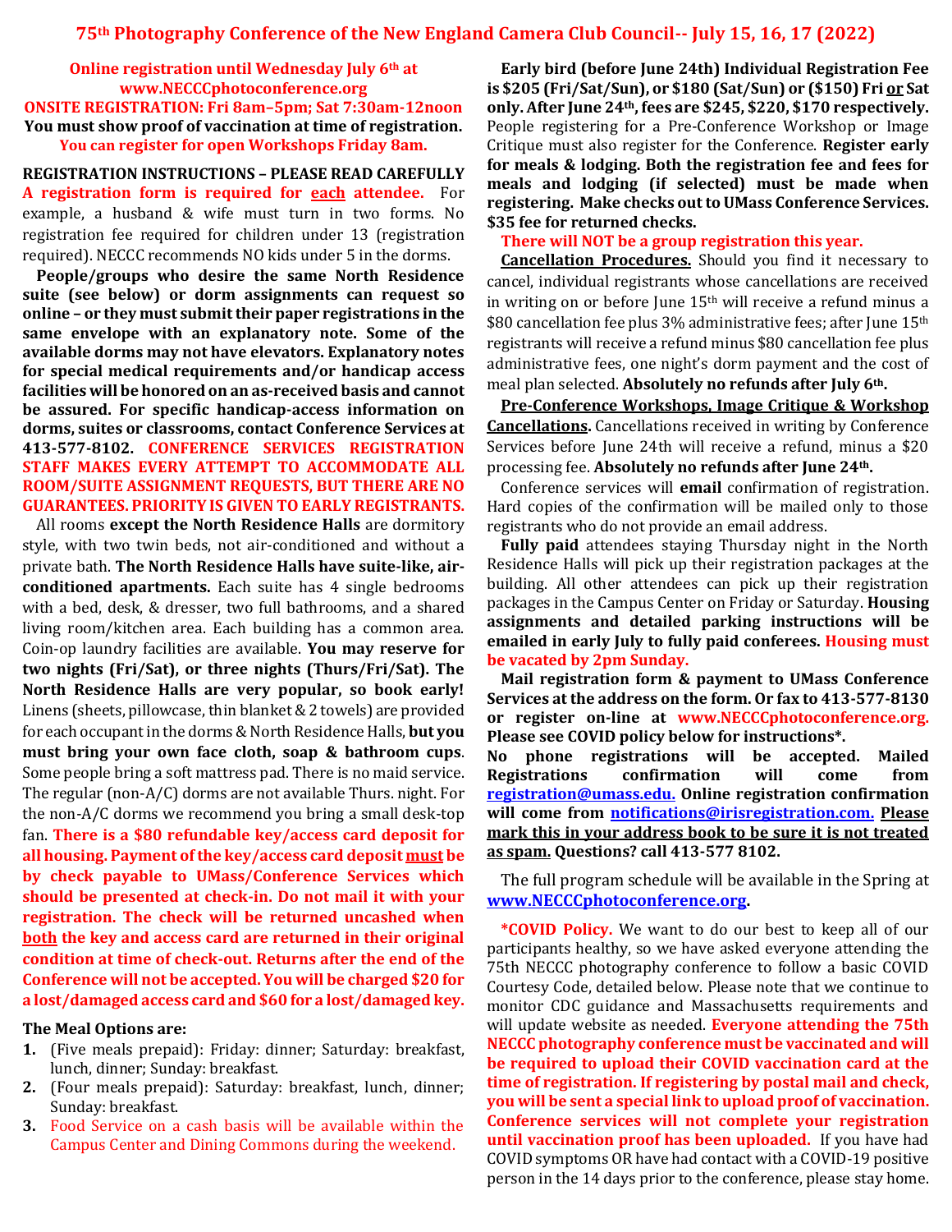# 75th Photography Conference of the New England Camera Club Council-- July 15, 16, 17 (2022)

**Online registration until Wednesday July 6th at www.NECCCphotoconference.org**
**ONSITE REGISTRATION: Fri 8am–5pm; Sat 7:30am-12noon**
**You must show proof of vaccination at time of registration.**
**You can register for open Workshops Friday 8am.**

**REGISTRATION INSTRUCTIONS – PLEASE READ CAREFULLY**
**A registration form is required for each attendee.** For example, a husband & wife must turn in two forms. No registration fee required for children under 13 (registration required). NECCC recommends NO kids under 5 in the dorms.

**People/groups who desire the same North Residence suite (see below) or dorm assignments can request so online – or they must submit their paper registrations in the same envelope with an explanatory note. Some of the available dorms may not have elevators. Explanatory notes for special medical requirements and/or handicap access facilities will be honored on an as-received basis and cannot be assured. For specific handicap-access information on dorms, suites or classrooms, contact Conference Services at 413-577-8102. CONFERENCE SERVICES REGISTRATION STAFF MAKES EVERY ATTEMPT TO ACCOMMODATE ALL ROOM/SUITE ASSIGNMENT REQUESTS, BUT THERE ARE NO GUARANTEES. PRIORITY IS GIVEN TO EARLY REGISTRANTS.**

All rooms **except the North Residence Halls** are dormitory style, with two twin beds, not air-conditioned and without a private bath. **The North Residence Halls have suite-like, air-conditioned apartments.** Each suite has 4 single bedrooms with a bed, desk, & dresser, two full bathrooms, and a shared living room/kitchen area. Each building has a common area. Coin-op laundry facilities are available. **You may reserve for two nights (Fri/Sat), or three nights (Thurs/Fri/Sat). The North Residence Halls are very popular, so book early!** Linens (sheets, pillowcase, thin blanket & 2 towels) are provided for each occupant in the dorms & North Residence Halls, **but you must bring your own face cloth, soap & bathroom cups**. Some people bring a soft mattress pad. There is no maid service. The regular (non-A/C) dorms are not available Thurs. night. For the non-A/C dorms we recommend you bring a small desk-top fan. **There is a $80 refundable key/access card deposit for all housing. Payment of the key/access card deposit must be by check payable to UMass/Conference Services which should be presented at check-in. Do not mail it with your registration. The check will be returned uncashed when both the key and access card are returned in their original condition at time of check-out. Returns after the end of the Conference will not be accepted. You will be charged $20 for a lost/damaged access card and $60 for a lost/damaged key.**

**The Meal Options are:**

1. (Five meals prepaid): Friday: dinner; Saturday: breakfast, lunch, dinner; Sunday: breakfast.
2. (Four meals prepaid): Saturday: breakfast, lunch, dinner; Sunday: breakfast.
3. Food Service on a cash basis will be available within the Campus Center and Dining Commons during the weekend.

**Early bird (before June 24th) Individual Registration Fee is $205 (Fri/Sat/Sun), or $180 (Sat/Sun) or ($150) Fri or Sat only. After June 24th, fees are $245, $220, $170 respectively.** People registering for a Pre-Conference Workshop or Image Critique must also register for the Conference. **Register early for meals & lodging. Both the registration fee and fees for meals and lodging (if selected) must be made when registering. Make checks out to UMass Conference Services. $35 fee for returned checks.**

**There will NOT be a group registration this year.**

**Cancellation Procedures.** Should you find it necessary to cancel, individual registrants whose cancellations are received in writing on or before June 15th will receive a refund minus a $80 cancellation fee plus 3% administrative fees; after June 15th registrants will receive a refund minus $80 cancellation fee plus administrative fees, one night's dorm payment and the cost of meal plan selected. **Absolutely no refunds after July 6th.**

**Pre-Conference Workshops, Image Critique & Workshop Cancellations.** Cancellations received in writing by Conference Services before June 24th will receive a refund, minus a $20 processing fee. **Absolutely no refunds after June 24th.**

Conference services will **email** confirmation of registration. Hard copies of the confirmation will be mailed only to those registrants who do not provide an email address.

**Fully paid** attendees staying Thursday night in the North Residence Halls will pick up their registration packages at the building. All other attendees can pick up their registration packages in the Campus Center on Friday or Saturday. **Housing assignments and detailed parking instructions will be emailed in early July to fully paid conferees. Housing must be vacated by 2pm Sunday.**

**Mail registration form & payment to UMass Conference Services at the address on the form. Or fax to 413-577-8130 or register on-line at www.NECCCphotoconference.org. Please see COVID policy below for instructions\*.**
**No phone registrations will be accepted. Mailed Registrations confirmation will come from registration@umass.edu. Online registration confirmation will come from notifications@irisregistration.com. Please mark this in your address book to be sure it is not treated as spam. Questions? call 413-577 8102.**

The full program schedule will be available in the Spring at **www.NECCCphotoconference.org.**

**\*COVID Policy.** We want to do our best to keep all of our participants healthy, so we have asked everyone attending the 75th NECCC photography conference to follow a basic COVID Courtesy Code, detailed below. Please note that we continue to monitor CDC guidance and Massachusetts requirements and will update website as needed. **Everyone attending the 75th NECCC photography conference must be vaccinated and will be required to upload their COVID vaccination card at the time of registration. If registering by postal mail and check, you will be sent a special link to upload proof of vaccination. Conference services will not complete your registration until vaccination proof has been uploaded.** If you have had COVID symptoms OR have had contact with a COVID-19 positive person in the 14 days prior to the conference, please stay home.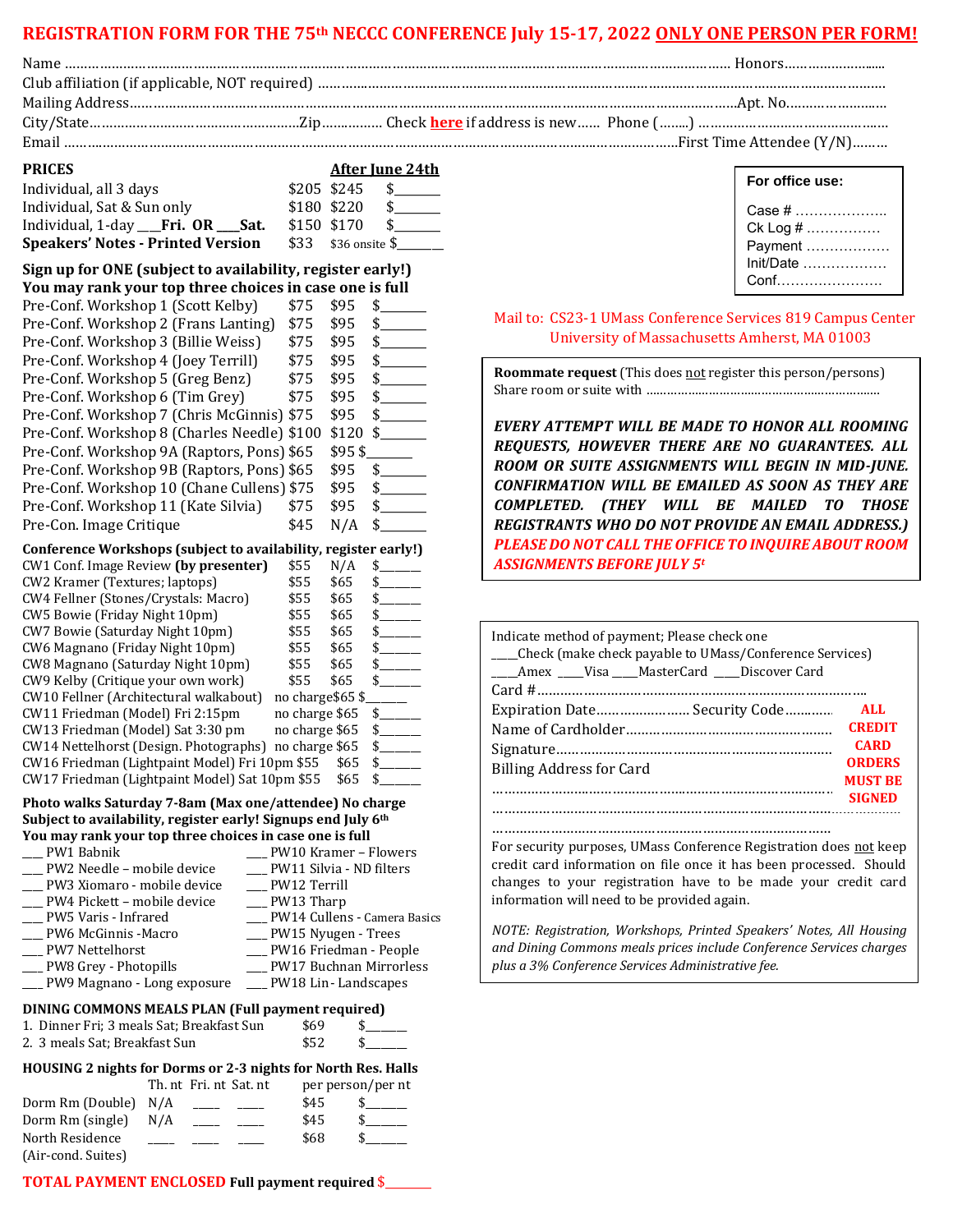# REGISTRATION FORM FOR THE 75th NECCC CONFERENCE July 15-17, 2022 ONLY ONE PERSON PER FORM!

Name …………………………………………………………………………………………………… Honors………………………

Club affiliation (if applicable, NOT required) ……………………………………………………………………………

Mailing Address……………………………………………………………………………………………Apt. No.………………………

City/State…………………………………………Zip……………. Check **here** if address is new…… Phone (……..) ……………………………………

Email ……………………………………………………………………………………………………First Time Attendee (Y/N)………

**PRICES**

| | | After June 24th | |
|---|---|---|---|
| Individual, all 3 days | $205 | $245 | $_______ |
| Individual, Sat & Sun only | $180 | $220 | $_______ |
| Individual, 1-day ___Fri. OR ___Sat. | $150 | $170 | $_______ |
| **Speakers' Notes - Printed Version** | $33 | $36 onsite | $_______ |

**Sign up for ONE (subject to availability, register early!)**
**You may rank your top three choices in case one is full**

| | | | |
|---|---|---|---|
| Pre-Conf. Workshop 1 (Scott Kelby) | $75 | $95 | $_______ |
| Pre-Conf. Workshop 2 (Frans Lanting) | $75 | $95 | $_______ |
| Pre-Conf. Workshop 3 (Billie Weiss) | $75 | $95 | $_______ |
| Pre-Conf. Workshop 4 (Joey Terrill) | $75 | $95 | $_______ |
| Pre-Conf. Workshop 5 (Greg Benz) | $75 | $95 | $_______ |
| Pre-Conf. Workshop 6 (Tim Grey) | $75 | $95 | $_______ |
| Pre-Conf. Workshop 7 (Chris McGinnis) | $75 | $95 | $_______ |
| Pre-Conf. Workshop 8 (Charles Needle) | $100 | $120 | $_______ |
| Pre-Conf. Workshop 9A (Raptors, Pons) | $65 | $95 | $_______ |
| Pre-Conf. Workshop 9B (Raptors, Pons) | $65 | $95 | $_______ |
| Pre-Conf. Workshop 10 (Chane Cullens) | $75 | $95 | $_______ |
| Pre-Conf. Workshop 11 (Kate Silvia) | $75 | $95 | $_______ |
| Pre-Con. Image Critique | $45 | N/A | $_______ |

**Conference Workshops (subject to availability, register early!)**

| | | | |
|---|---|---|---|
| CW1 Conf. Image Review **(by presenter)** | $55 | N/A | $______ |
| CW2 Kramer (Textures; laptops) | $55 | $65 | $______ |
| CW4 Fellner (Stones/Crystals: Macro) | $55 | $65 | $______ |
| CW5 Bowie (Friday Night 10pm) | $55 | $65 | $______ |
| CW7 Bowie (Saturday Night 10pm) | $55 | $65 | $______ |
| CW6 Magnano (Friday Night 10pm) | $55 | $65 | $______ |
| CW8 Magnano (Saturday Night 10pm) | $55 | $65 | $______ |
| CW9 Kelby (Critique your own work) | $55 | $65 | $______ |
| CW10 Fellner (Architectural walkabout) | no charge | $65 | $______ |
| CW11 Friedman (Model) Fri 2:15pm | no charge | $65 | $______ |
| CW13 Friedman (Model) Sat 3:30 pm | no charge | $65 | $______ |
| CW14 Nettelhorst (Design. Photographs) | no charge | $65 | $______ |
| CW16 Friedman (Lightpaint Model) Fri 10pm | $55 | $65 | $______ |
| CW17 Friedman (Lightpaint Model) Sat 10pm | $55 | $65 | $______ |

**Photo walks Saturday 7-8am (Max one/attendee) No charge**
**Subject to availability, register early! Signups end July 6th**
**You may rank your top three choices in case one is full**

| | |
|---|---|
| ___ PW1 Babnik | ___ PW10 Kramer – Flowers |
| ___ PW2 Needle – mobile device | ___ PW11 Silvia - ND filters |
| ___ PW3 Xiomaro - mobile device | ___ PW12 Terrill |
| ___ PW4 Pickett – mobile device | ___ PW13 Tharp |
| ___ PW5 Varis - Infrared | ___ PW14 Cullens - Camera Basics |
| ___ PW6 McGinnis -Macro | ___ PW15 Nyugen - Trees |
| ___ PW7 Nettelhorst | ___ PW16 Friedman – People |
| ___ PW8 Grey - Photopills | ___ PW17 Buchnan Mirrorless |
| ___ PW9 Magnano - Long exposure | ___ PW18 Lin - Landscapes |

**DINING COMMONS MEALS PLAN (Full payment required)**

| | | |
|---|---|---|
| 1. Dinner Fri; 3 meals Sat; Breakfast Sun | $69 | $______ |
| 2. 3 meals Sat; Breakfast Sun | $52 | $______ |

**HOUSING 2 nights for Dorms or 2-3 nights for North Res. Halls**

| | Th. nt | Fri. nt | Sat. nt | per person/per nt | |
|---|---|---|---|---|---|
| Dorm Rm (Double) | N/A | ____ | ____ | $45 | $______ |
| Dorm Rm (single) | N/A | ____ | ____ | $45 | $______ |
| North Residence (Air-cond. Suites) | ____ | ____ | ____ | $68 | $______ |

**TOTAL PAYMENT ENCLOSED Full payment required** $_______

**For office use:**

Case # ……………….
Ck Log # ……………
Payment ………………
Init/Date ………………
Conf.……………………

Mail to: CS23-1 UMass Conference Services 819 Campus Center
University of Massachusetts Amherst, MA 01003

**Roommate request** (This does not register this person/persons)
Share room or suite with ……………………………………………………

***EVERY ATTEMPT WILL BE MADE TO HONOR ALL ROOMING REQUESTS, HOWEVER THERE ARE NO GUARANTEES. ALL ROOM OR SUITE ASSIGNMENTS WILL BEGIN IN MID-JUNE. CONFIRMATION WILL BE EMAILED AS SOON AS THEY ARE COMPLETED. (THEY WILL BE MAILED TO THOSE REGISTRANTS WHO DO NOT PROVIDE AN EMAIL ADDRESS.) PLEASE DO NOT CALL THE OFFICE TO INQUIRE ABOUT ROOM ASSIGNMENTS BEFORE JULY 5t***

Indicate method of payment; Please check one

____Check (make check payable to UMass/Conference Services)

____Amex ____Visa ____MasterCard ____Discover Card

Card #……………………………………………………………………………

Expiration Date…………………… Security Code…………

Name of Cardholder………………………………………………

Signature…………………………………………………………………

Billing Address for Card

……………………………………………………………………………………

……………………………………………………………………………………

……………………………………………………………………………………

**ALL CREDIT CARD ORDERS MUST BE SIGNED**

For security purposes, UMass Conference Registration does not keep credit card information on file once it has been processed. Should changes to your registration have to be made your credit card information will need to be provided again.

*NOTE: Registration, Workshops, Printed Speakers' Notes, All Housing and Dining Commons meals prices include Conference Services charges plus a 3% Conference Services Administrative fee.*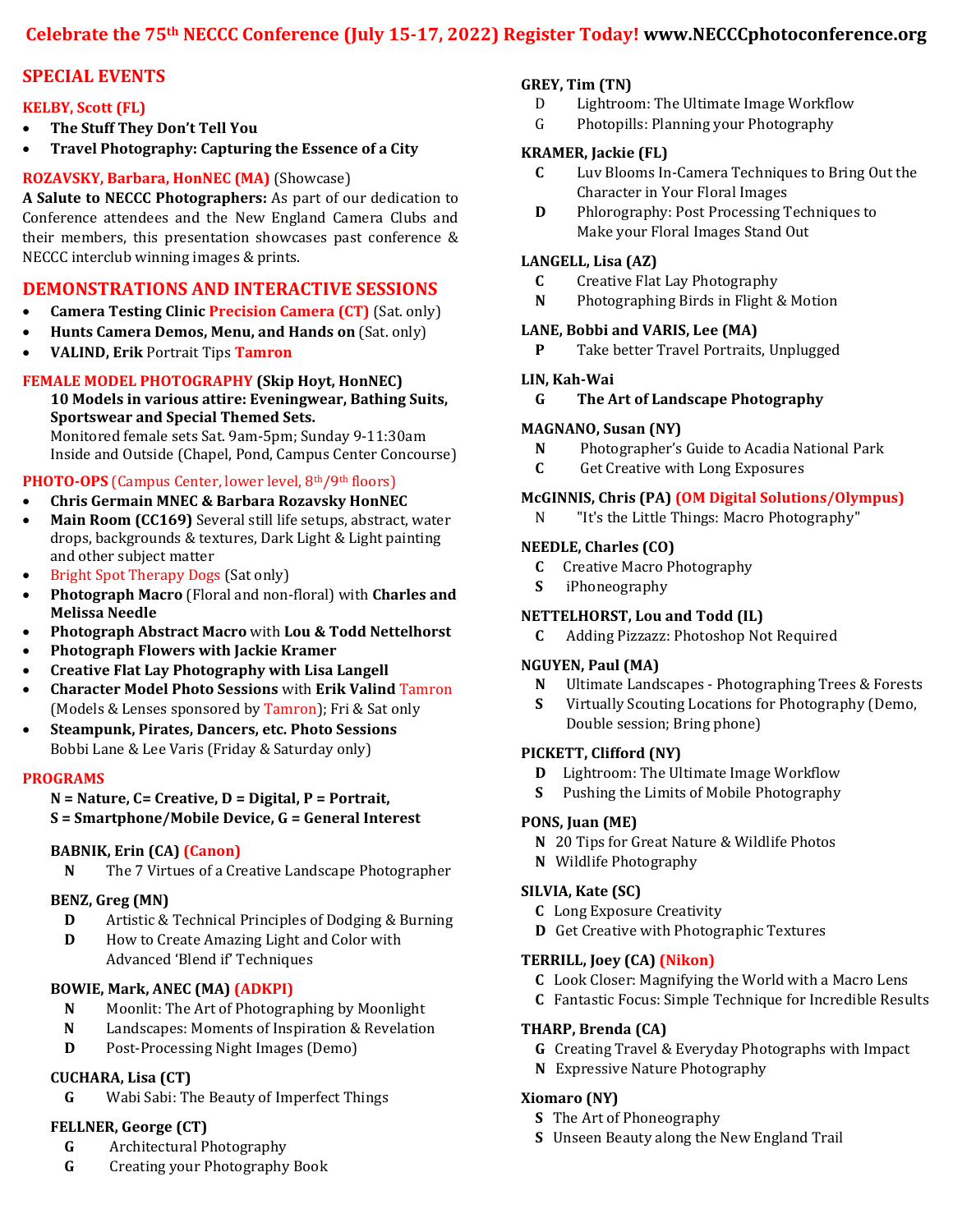# Celebrate the 75th NECCC Conference (July 15-17, 2022) Register Today! www.NECCCphotoconference.org

## SPECIAL EVENTS

### KELBY, Scott (FL)

- **The Stuff They Don't Tell You**
- **Travel Photography: Capturing the Essence of a City**

### ROZAVSKY, Barbara, HonNEC (MA) (Showcase)

**A Salute to NECCC Photographers:** As part of our dedication to Conference attendees and the New England Camera Clubs and their members, this presentation showcases past conference & NECCC interclub winning images & prints.

## DEMONSTRATIONS AND INTERACTIVE SESSIONS

- **Camera Testing Clinic** **Precision Camera (CT)** (Sat. only)
- **Hunts Camera Demos, Menu, and Hands on** (Sat. only)
- **VALIND, Erik** Portrait Tips **Tamron**

### FEMALE MODEL PHOTOGRAPHY (Skip Hoyt, HonNEC)

**10 Models in various attire: Eveningwear, Bathing Suits, Sportswear and Special Themed Sets.**
Monitored female sets Sat. 9am-5pm; Sunday 9-11:30am
Inside and Outside (Chapel, Pond, Campus Center Concourse)

### PHOTO-OPS (Campus Center, lower level, 8th/9th floors)

- **Chris Germain MNEC & Barbara Rozavsky HonNEC**
- **Main Room (CC169)** Several still life setups, abstract, water drops, backgrounds & textures, Dark Light & Light painting and other subject matter
- Bright Spot Therapy Dogs (Sat only)
- **Photograph Macro** (Floral and non-floral) with **Charles and Melissa Needle**
- **Photograph Abstract Macro** with **Lou & Todd Nettelhorst**
- **Photograph Flowers with Jackie Kramer**
- **Creative Flat Lay Photography with Lisa Langell**
- **Character Model Photo Sessions** with **Erik Valind** Tamron (Models & Lenses sponsored by Tamron); Fri & Sat only
- **Steampunk, Pirates, Dancers, etc. Photo Sessions** Bobbi Lane & Lee Varis (Friday & Saturday only)

## PROGRAMS

**N = Nature, C= Creative, D = Digital, P = Portrait, S = Smartphone/Mobile Device, G = General Interest**

### BABNIK, Erin (CA) (Canon)

- **N** The 7 Virtues of a Creative Landscape Photographer

### BENZ, Greg (MN)

- **D** Artistic & Technical Principles of Dodging & Burning
- **D** How to Create Amazing Light and Color with Advanced 'Blend if' Techniques

### BOWIE, Mark, ANEC (MA) (ADKPI)

- **N** Moonlit: The Art of Photographing by Moonlight
- **N** Landscapes: Moments of Inspiration & Revelation
- **D** Post-Processing Night Images (Demo)

### CUCHARA, Lisa (CT)

- **G** Wabi Sabi: The Beauty of Imperfect Things

### FELLNER, George (CT)

- **G** Architectural Photography
- **G** Creating your Photography Book

### GREY, Tim (TN)

- D Lightroom: The Ultimate Image Workflow
- G Photopills: Planning your Photography

### KRAMER, Jackie (FL)

- **C** Luv Blooms In-Camera Techniques to Bring Out the Character in Your Floral Images
- **D** Phlorography: Post Processing Techniques to Make your Floral Images Stand Out

### LANGELL, Lisa (AZ)

- **C** Creative Flat Lay Photography
- **N** Photographing Birds in Flight & Motion

### LANE, Bobbi and VARIS, Lee (MA)

- **P** Take better Travel Portraits, Unplugged

### LIN, Kah-Wai

- **G** **The Art of Landscape Photography**

### MAGNANO, Susan (NY)

- **N** Photographer's Guide to Acadia National Park
- **C** Get Creative with Long Exposures

### McGINNIS, Chris (PA) (OM Digital Solutions/Olympus)

- N "It's the Little Things: Macro Photography"

### NEEDLE, Charles (CO)

- **C** Creative Macro Photography
- **S** iPhoneography

### NETTELHORST, Lou and Todd (IL)

- **C** Adding Pizzazz: Photoshop Not Required

### NGUYEN, Paul (MA)

- **N** Ultimate Landscapes - Photographing Trees & Forests
- **S** Virtually Scouting Locations for Photography (Demo, Double session; Bring phone)

### PICKETT, Clifford (NY)

- **D** Lightroom: The Ultimate Image Workflow
- **S** Pushing the Limits of Mobile Photography

### PONS, Juan (ME)

- **N** 20 Tips for Great Nature & Wildlife Photos
- **N** Wildlife Photography

### SILVIA, Kate (SC)

- **C** Long Exposure Creativity
- **D** Get Creative with Photographic Textures

### TERRILL, Joey (CA) (Nikon)

- **C** Look Closer: Magnifying the World with a Macro Lens
- **C** Fantastic Focus: Simple Technique for Incredible Results

### THARP, Brenda (CA)

- **G** Creating Travel & Everyday Photographs with Impact
- **N** Expressive Nature Photography

### Xiomaro (NY)

- **S** The Art of Phoneography
- **S** Unseen Beauty along the New England Trail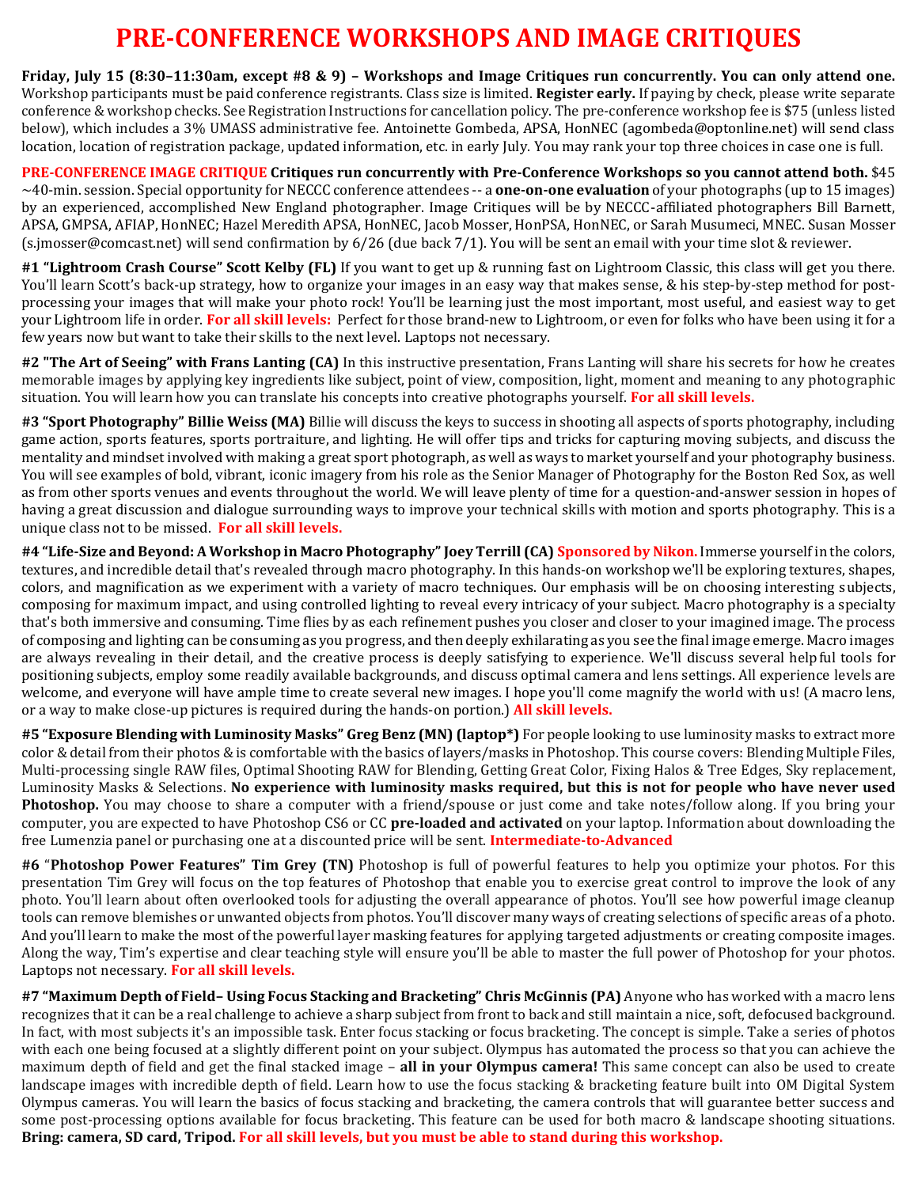# PRE-CONFERENCE WORKSHOPS AND IMAGE CRITIQUES

**Friday, July 15 (8:30–11:30am, except #8 & 9) – Workshops and Image Critiques run concurrently. You can only attend one.** Workshop participants must be paid conference registrants. Class size is limited. **Register early.** If paying by check, please write separate conference & workshop checks. See Registration Instructions for cancellation policy. The pre-conference workshop fee is $75 (unless listed below), which includes a 3% UMASS administrative fee. Antoinette Gombeda, APSA, HonNEC (agombeda@optonline.net) will send class location, location of registration package, updated information, etc. in early July. You may rank your top three choices in case one is full.

**PRE-CONFERENCE IMAGE CRITIQUE Critiques run concurrently with Pre-Conference Workshops so you cannot attend both.** $45 ~40-min. session. Special opportunity for NECCC conference attendees -- a **one-on-one evaluation** of your photographs (up to 15 images) by an experienced, accomplished New England photographer. Image Critiques will be by NECCC-affiliated photographers Bill Barnett, APSA, GMPSA, AFIAP, HonNEC; Hazel Meredith APSA, HonNEC, Jacob Mosser, HonPSA, HonNEC, or Sarah Musumeci, MNEC. Susan Mosser (s.jmosser@comcast.net) will send confirmation by 6/26 (due back 7/1). You will be sent an email with your time slot & reviewer.

**#1 "Lightroom Crash Course" Scott Kelby (FL)** If you want to get up & running fast on Lightroom Classic, this class will get you there. You'll learn Scott's back-up strategy, how to organize your images in an easy way that makes sense, & his step-by-step method for post-processing your images that will make your photo rock! You'll be learning just the most important, most useful, and easiest way to get your Lightroom life in order. **For all skill levels:** Perfect for those brand-new to Lightroom, or even for folks who have been using it for a few years now but want to take their skills to the next level. Laptops not necessary.

**#2 "The Art of Seeing" with Frans Lanting (CA)** In this instructive presentation, Frans Lanting will share his secrets for how he creates memorable images by applying key ingredients like subject, point of view, composition, light, moment and meaning to any photographic situation. You will learn how you can translate his concepts into creative photographs yourself. **For all skill levels.**

**#3 "Sport Photography" Billie Weiss (MA)** Billie will discuss the keys to success in shooting all aspects of sports photography, including game action, sports features, sports portraiture, and lighting. He will offer tips and tricks for capturing moving subjects, and discuss the mentality and mindset involved with making a great sport photograph, as well as ways to market yourself and your photography business. You will see examples of bold, vibrant, iconic imagery from his role as the Senior Manager of Photography for the Boston Red Sox, as well as from other sports venues and events throughout the world. We will leave plenty of time for a question-and-answer session in hopes of having a great discussion and dialogue surrounding ways to improve your technical skills with motion and sports photography. This is a unique class not to be missed. **For all skill levels.**

**#4 "Life-Size and Beyond: A Workshop in Macro Photography" Joey Terrill (CA) Sponsored by Nikon.** Immerse yourself in the colors, textures, and incredible detail that's revealed through macro photography. In this hands-on workshop we'll be exploring textures, shapes, colors, and magnification as we experiment with a variety of macro techniques. Our emphasis will be on choosing interesting subjects, composing for maximum impact, and using controlled lighting to reveal every intricacy of your subject. Macro photography is a specialty that's both immersive and consuming. Time flies by as each refinement pushes you closer and closer to your imagined image. The process of composing and lighting can be consuming as you progress, and then deeply exhilarating as you see the final image emerge. Macro images are always revealing in their detail, and the creative process is deeply satisfying to experience. We'll discuss several helpful tools for positioning subjects, employ some readily available backgrounds, and discuss optimal camera and lens settings. All experience levels are welcome, and everyone will have ample time to create several new images. I hope you'll come magnify the world with us! (A macro lens, or a way to make close-up pictures is required during the hands-on portion.) **All skill levels.**

**#5 "Exposure Blending with Luminosity Masks" Greg Benz (MN) (laptop*)** For people looking to use luminosity masks to extract more color & detail from their photos & is comfortable with the basics of layers/masks in Photoshop. This course covers: Blending Multiple Files, Multi-processing single RAW files, Optimal Shooting RAW for Blending, Getting Great Color, Fixing Halos & Tree Edges, Sky replacement, Luminosity Masks & Selections. **No experience with luminosity masks required, but this is not for people who have never used Photoshop.** You may choose to share a computer with a friend/spouse or just come and take notes/follow along. If you bring your computer, you are expected to have Photoshop CS6 or CC **pre-loaded and activated** on your laptop. Information about downloading the free Lumenzia panel or purchasing one at a discounted price will be sent. **Intermediate-to-Advanced**

**#6 "Photoshop Power Features" Tim Grey (TN)** Photoshop is full of powerful features to help you optimize your photos. For this presentation Tim Grey will focus on the top features of Photoshop that enable you to exercise great control to improve the look of any photo. You'll learn about often overlooked tools for adjusting the overall appearance of photos. You'll see how powerful image cleanup tools can remove blemishes or unwanted objects from photos. You'll discover many ways of creating selections of specific areas of a photo. And you'll learn to make the most of the powerful layer masking features for applying targeted adjustments or creating composite images. Along the way, Tim's expertise and clear teaching style will ensure you'll be able to master the full power of Photoshop for your photos. Laptops not necessary. **For all skill levels.**

**#7 "Maximum Depth of Field– Using Focus Stacking and Bracketing" Chris McGinnis (PA)** Anyone who has worked with a macro lens recognizes that it can be a real challenge to achieve a sharp subject from front to back and still maintain a nice, soft, defocused background. In fact, with most subjects it's an impossible task. Enter focus stacking or focus bracketing. The concept is simple. Take a series of photos with each one being focused at a slightly different point on your subject. Olympus has automated the process so that you can achieve the maximum depth of field and get the final stacked image – **all in your Olympus camera!** This same concept can also be used to create landscape images with incredible depth of field. Learn how to use the focus stacking & bracketing feature built into OM Digital System Olympus cameras. You will learn the basics of focus stacking and bracketing, the camera controls that will guarantee better success and some post-processing options available for focus bracketing. This feature can be used for both macro & landscape shooting situations. **Bring: camera, SD card, Tripod. For all skill levels, but you must be able to stand during this workshop.**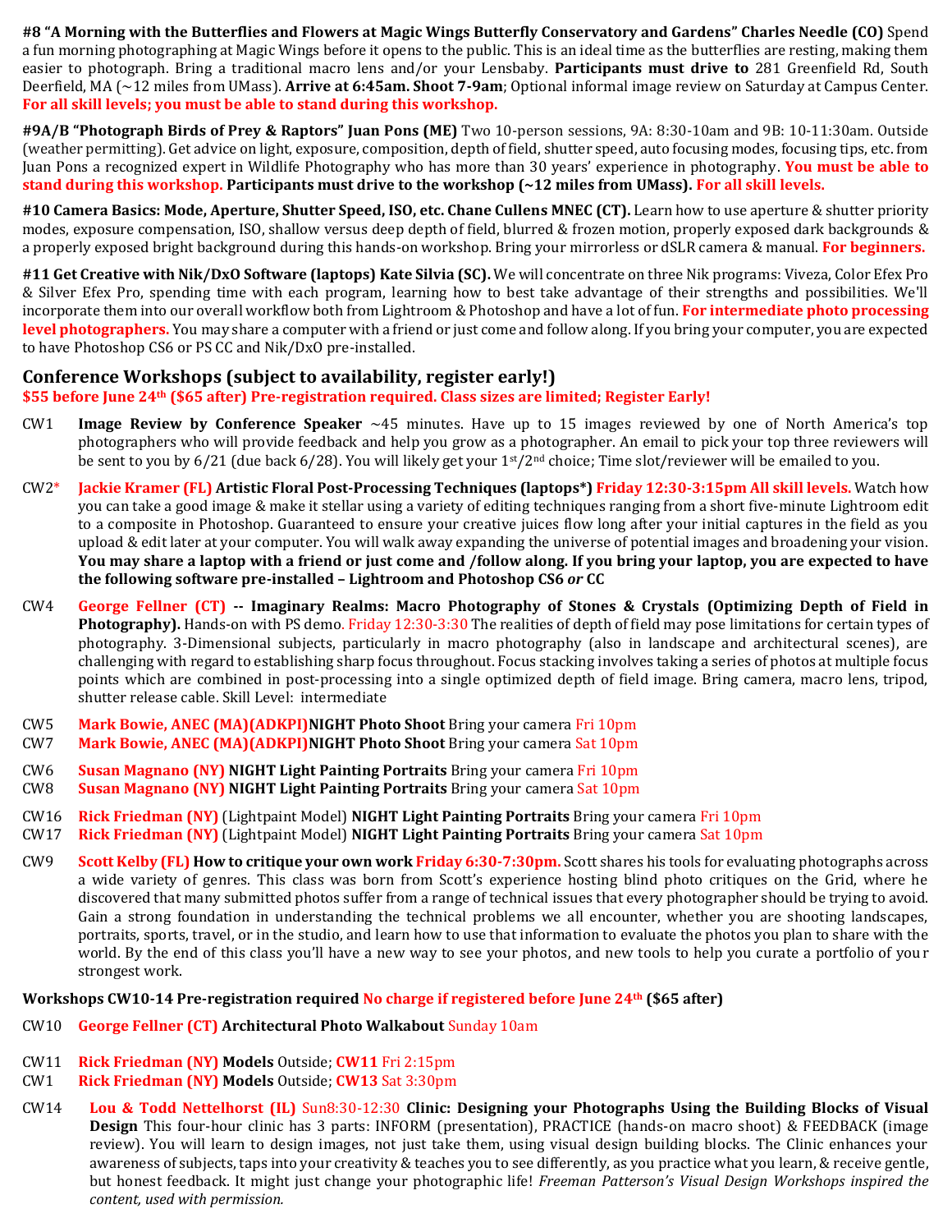**#8 "A Morning with the Butterflies and Flowers at Magic Wings Butterfly Conservatory and Gardens" Charles Needle (CO)** Spend a fun morning photographing at Magic Wings before it opens to the public. This is an ideal time as the butterflies are resting, making them easier to photograph. Bring a traditional macro lens and/or your Lensbaby. **Participants must drive to** 281 Greenfield Rd, South Deerfield, MA (~12 miles from UMass). **Arrive at 6:45am. Shoot 7-9am**; Optional informal image review on Saturday at Campus Center. **For all skill levels; you must be able to stand during this workshop.**

**#9A/B "Photograph Birds of Prey & Raptors" Juan Pons (ME)** Two 10-person sessions, 9A: 8:30-10am and 9B: 10-11:30am. Outside (weather permitting). Get advice on light, exposure, composition, depth of field, shutter speed, auto focusing modes, focusing tips, etc. from Juan Pons a recognized expert in Wildlife Photography who has more than 30 years' experience in photography. **You must be able to stand during this workshop. Participants must drive to the workshop (~12 miles from UMass). For all skill levels.**

**#10 Camera Basics: Mode, Aperture, Shutter Speed, ISO, etc. Chane Cullens MNEC (CT).** Learn how to use aperture & shutter priority modes, exposure compensation, ISO, shallow versus deep depth of field, blurred & frozen motion, properly exposed dark backgrounds & a properly exposed bright background during this hands-on workshop. Bring your mirrorless or dSLR camera & manual. **For beginners.**

**#11 Get Creative with Nik/DxO Software (laptops) Kate Silvia (SC).** We will concentrate on three Nik programs: Viveza, Color Efex Pro & Silver Efex Pro, spending time with each program, learning how to best take advantage of their strengths and possibilities. We'll incorporate them into our overall workflow both from Lightroom & Photoshop and have a lot of fun. **For intermediate photo processing level photographers.** You may share a computer with a friend or just come and follow along. If you bring your computer, you are expected to have Photoshop CS6 or PS CC and Nik/DxO pre-installed.

## Conference Workshops (subject to availability, register early!)

**$55 before June 24th ($65 after) Pre-registration required. Class sizes are limited; Register Early!**

CW1 **Image Review by Conference Speaker** ~45 minutes. Have up to 15 images reviewed by one of North America's top photographers who will provide feedback and help you grow as a photographer. An email to pick your top three reviewers will be sent to you by 6/21 (due back 6/28). You will likely get your 1st/2nd choice; Time slot/reviewer will be emailed to you.

CW2* **Jackie Kramer (FL) Artistic Floral Post-Processing Techniques (laptops*) Friday 12:30-3:15pm All skill levels.** Watch how you can take a good image & make it stellar using a variety of editing techniques ranging from a short five-minute Lightroom edit to a composite in Photoshop. Guaranteed to ensure your creative juices flow long after your initial captures in the field as you upload & edit later at your computer. You will walk away expanding the universe of potential images and broadening your vision. **You may share a laptop with a friend or just come and /follow along. If you bring your laptop, you are expected to have the following software pre-installed – Lightroom and Photoshop CS6 *or* CC**

CW4 **George Fellner (CT) -- Imaginary Realms: Macro Photography of Stones & Crystals (Optimizing Depth of Field in Photography).** Hands-on with PS demo. Friday 12:30-3:30 The realities of depth of field may pose limitations for certain types of photography. 3-Dimensional subjects, particularly in macro photography (also in landscape and architectural scenes), are challenging with regard to establishing sharp focus throughout. Focus stacking involves taking a series of photos at multiple focus points which are combined in post-processing into a single optimized depth of field image. Bring camera, macro lens, tripod, shutter release cable. Skill Level: intermediate

CW5 **Mark Bowie, ANEC (MA)(ADKPI)NIGHT Photo Shoot** Bring your camera Fri 10pm
CW7 **Mark Bowie, ANEC (MA)(ADKPI)NIGHT Photo Shoot** Bring your camera Sat 10pm

CW6 **Susan Magnano (NY) NIGHT Light Painting Portraits** Bring your camera Fri 10pm
CW8 **Susan Magnano (NY) NIGHT Light Painting Portraits** Bring your camera Sat 10pm

CW16 **Rick Friedman (NY)** (Lightpaint Model) **NIGHT Light Painting Portraits** Bring your camera Fri 10pm
CW17 **Rick Friedman (NY)** (Lightpaint Model) **NIGHT Light Painting Portraits** Bring your camera Sat 10pm

CW9 **Scott Kelby (FL) How to critique your own work Friday 6:30-7:30pm.** Scott shares his tools for evaluating photographs across a wide variety of genres. This class was born from Scott's experience hosting blind photo critiques on the Grid, where he discovered that many submitted photos suffer from a range of technical issues that every photographer should be trying to avoid. Gain a strong foundation in understanding the technical problems we all encounter, whether you are shooting landscapes, portraits, sports, travel, or in the studio, and learn how to use that information to evaluate the photos you plan to share with the world. By the end of this class you'll have a new way to see your photos, and new tools to help you curate a portfolio of your strongest work.

**Workshops CW10-14 Pre-registration required No charge if registered before June 24th ($65 after)**

CW10 **George Fellner (CT) Architectural Photo Walkabout** Sunday 10am

CW11 **Rick Friedman (NY) Models** Outside; **CW11** Fri 2:15pm
CW1 **Rick Friedman (NY) Models** Outside; **CW13** Sat 3:30pm

CW14 **Lou & Todd Nettelhorst (IL)** Sun8:30-12:30 **Clinic: Designing your Photographs Using the Building Blocks of Visual Design** This four-hour clinic has 3 parts: INFORM (presentation), PRACTICE (hands-on macro shoot) & FEEDBACK (image review). You will learn to design images, not just take them, using visual design building blocks. The Clinic enhances your awareness of subjects, taps into your creativity & teaches you to see differently, as you practice what you learn, & receive gentle, but honest feedback. It might just change your photographic life! *Freeman Patterson's Visual Design Workshops inspired the content, used with permission.*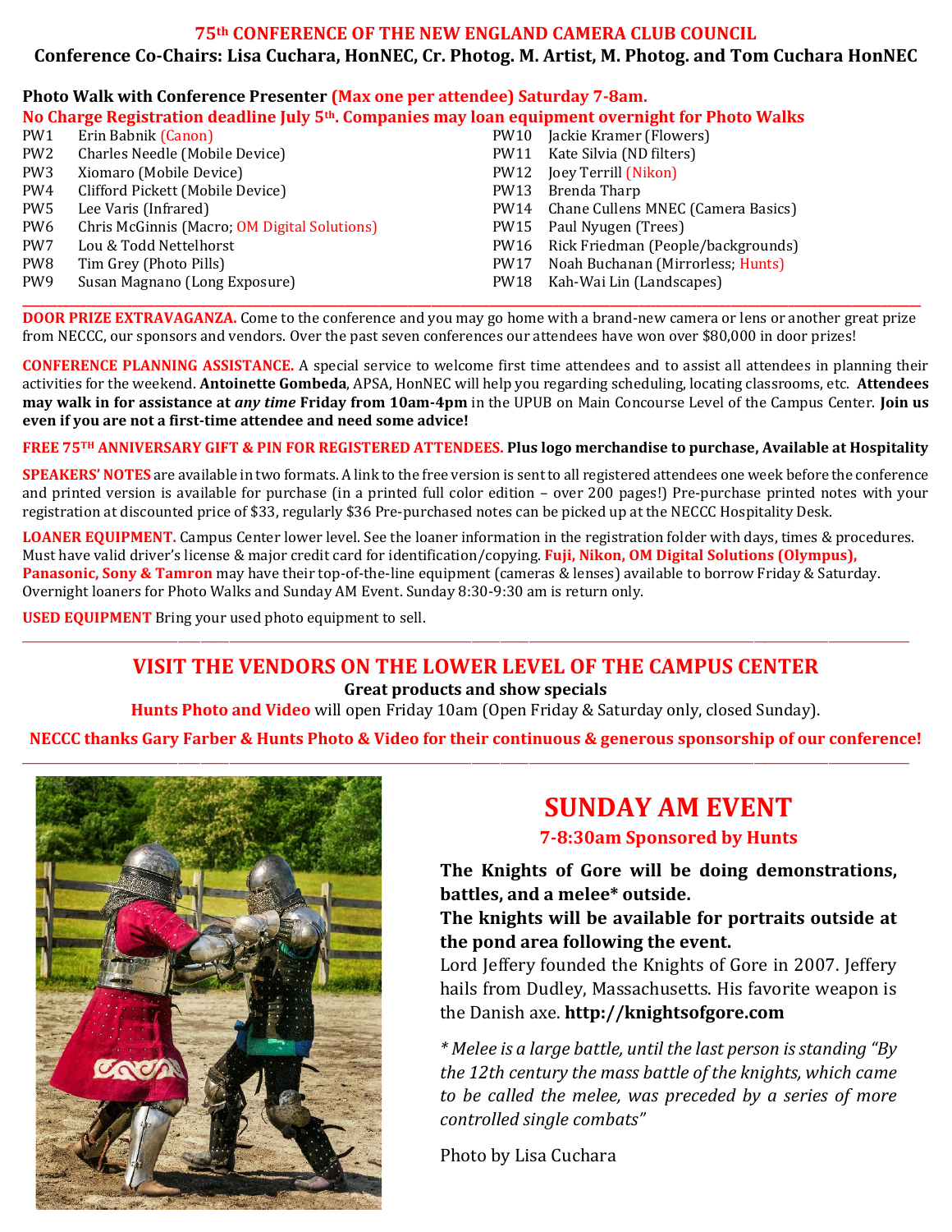## 75th CONFERENCE OF THE NEW ENGLAND CAMERA CLUB COUNCIL

**Conference Co-Chairs: Lisa Cuchara, HonNEC, Cr. Photog. M. Artist, M. Photog. and Tom Cuchara HonNEC**

**Photo Walk with Conference Presenter (Max one per attendee) Saturday 7-8am.**

**No Charge Registration deadline July 5th. Companies may loan equipment overnight for Photo Walks**

- PW1 Erin Babnik (Canon)
- PW2 Charles Needle (Mobile Device)
- PW3 Xiomaro (Mobile Device)
- PW4 Clifford Pickett (Mobile Device)
- PW5 Lee Varis (Infrared)
- PW6 Chris McGinnis (Macro; OM Digital Solutions)
- PW7 Lou & Todd Nettelhorst
- PW8 Tim Grey (Photo Pills)
- PW9 Susan Magnano (Long Exposure)
- PW10 Jackie Kramer (Flowers)
- PW11 Kate Silvia (ND filters)
- PW12 Joey Terrill (Nikon)
- PW13 Brenda Tharp
- PW14 Chane Cullens MNEC (Camera Basics)
- PW15 Paul Nyugen (Trees)
- PW16 Rick Friedman (People/backgrounds)
- PW17 Noah Buchanan (Mirrorless; Hunts)
- PW18 Kah-Wai Lin (Landscapes)

**DOOR PRIZE EXTRAVAGANZA.** Come to the conference and you may go home with a brand-new camera or lens or another great prize from NECCC, our sponsors and vendors. Over the past seven conferences our attendees have won over $80,000 in door prizes!

**CONFERENCE PLANNING ASSISTANCE.** A special service to welcome first time attendees and to assist all attendees in planning their activities for the weekend. **Antoinette Gombeda**, APSA, HonNEC will help you regarding scheduling, locating classrooms, etc. **Attendees may walk in for assistance at *any time* Friday from 10am-4pm** in the UPUB on Main Concourse Level of the Campus Center. **Join us even if you are not a first-time attendee and need some advice!**

**FREE 75TH ANNIVERSARY GIFT & PIN FOR REGISTERED ATTENDEES. Plus logo merchandise to purchase, Available at Hospitality**

**SPEAKERS' NOTES** are available in two formats. A link to the free version is sent to all registered attendees one week before the conference and printed version is available for purchase (in a printed full color edition – over 200 pages!) Pre-purchase printed notes with your registration at discounted price of $33, regularly $36 Pre-purchased notes can be picked up at the NECCC Hospitality Desk.

**LOANER EQUIPMENT.** Campus Center lower level. See the loaner information in the registration folder with days, times & procedures. Must have valid driver's license & major credit card for identification/copying. **Fuji, Nikon, OM Digital Solutions (Olympus), Panasonic, Sony & Tamron** may have their top-of-the-line equipment (cameras & lenses) available to borrow Friday & Saturday. Overnight loaners for Photo Walks and Sunday AM Event. Sunday 8:30-9:30 am is return only.

**USED EQUIPMENT** Bring your used photo equipment to sell.

## VISIT THE VENDORS ON THE LOWER LEVEL OF THE CAMPUS CENTER

**Great products and show specials**

**Hunts Photo and Video** will open Friday 10am (Open Friday & Saturday only, closed Sunday).

**NECCC thanks Gary Farber & Hunts Photo & Video for their continuous & generous sponsorship of our conference!**

## SUNDAY AM EVENT

**7-8:30am Sponsored by Hunts**

**The Knights of Gore will be doing demonstrations, battles, and a melee* outside.**

**The knights will be available for portraits outside at the pond area following the event.**

Lord Jeffery founded the Knights of Gore in 2007. Jeffery hails from Dudley, Massachusetts. His favorite weapon is the Danish axe. **http://knightsofgore.com**

*\* Melee is a large battle, until the last person is standing "By the 12th century the mass battle of the knights, which came to be called the melee, was preceded by a series of more controlled single combats"*

Photo by Lisa Cuchara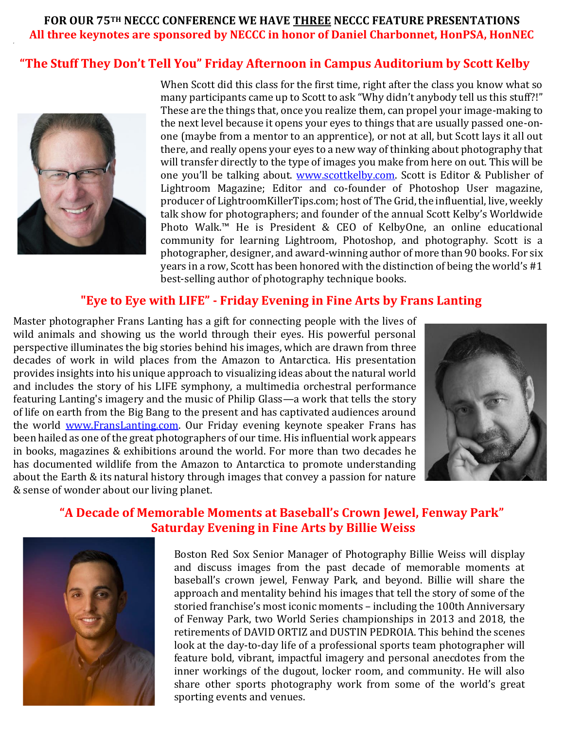**FOR OUR 75TH NECCC CONFERENCE WE HAVE THREE NECCC FEATURE PRESENTATIONS**

**All three keynotes are sponsored by NECCC in honor of Daniel Charbonnet, HonPSA, HonNEC**

## "The Stuff They Don't Tell You" Friday Afternoon in Campus Auditorium by Scott Kelby

When Scott did this class for the first time, right after the class you know what so many participants came up to Scott to ask "Why didn't anybody tell us this stuff?!" These are the things that, once you realize them, can propel your image-making to the next level because it opens your eyes to things that are usually passed one-on-one (maybe from a mentor to an apprentice), or not at all, but Scott lays it all out there, and really opens your eyes to a new way of thinking about photography that will transfer directly to the type of images you make from here on out. This will be one you'll be talking about. www.scottkelby.com. Scott is Editor & Publisher of Lightroom Magazine; Editor and co-founder of Photoshop User magazine, producer of LightroomKillerTips.com; host of The Grid, the influential, live, weekly talk show for photographers; and founder of the annual Scott Kelby's Worldwide Photo Walk.™ He is President & CEO of KelbyOne, an online educational community for learning Lightroom, Photoshop, and photography. Scott is a photographer, designer, and award-winning author of more than 90 books. For six years in a row, Scott has been honored with the distinction of being the world's #1 best-selling author of photography technique books.

## "Eye to Eye with LIFE" - Friday Evening in Fine Arts by Frans Lanting

Master photographer Frans Lanting has a gift for connecting people with the lives of wild animals and showing us the world through their eyes. His powerful personal perspective illuminates the big stories behind his images, which are drawn from three decades of work in wild places from the Amazon to Antarctica. His presentation provides insights into his unique approach to visualizing ideas about the natural world and includes the story of his LIFE symphony, a multimedia orchestral performance featuring Lanting's imagery and the music of Philip Glass—a work that tells the story of life on earth from the Big Bang to the present and has captivated audiences around the world www.FransLanting.com. Our Friday evening keynote speaker Frans has been hailed as one of the great photographers of our time. His influential work appears in books, magazines & exhibitions around the world. For more than two decades he has documented wildlife from the Amazon to Antarctica to promote understanding about the Earth & its natural history through images that convey a passion for nature & sense of wonder about our living planet.

## "A Decade of Memorable Moments at Baseball's Crown Jewel, Fenway Park" Saturday Evening in Fine Arts by Billie Weiss

Boston Red Sox Senior Manager of Photography Billie Weiss will display and discuss images from the past decade of memorable moments at baseball's crown jewel, Fenway Park, and beyond. Billie will share the approach and mentality behind his images that tell the story of some of the storied franchise's most iconic moments – including the 100th Anniversary of Fenway Park, two World Series championships in 2013 and 2018, the retirements of DAVID ORTIZ and DUSTIN PEDROIA. This behind the scenes look at the day-to-day life of a professional sports team photographer will feature bold, vibrant, impactful imagery and personal anecdotes from the inner workings of the dugout, locker room, and community. He will also share other sports photography work from some of the world's great sporting events and venues.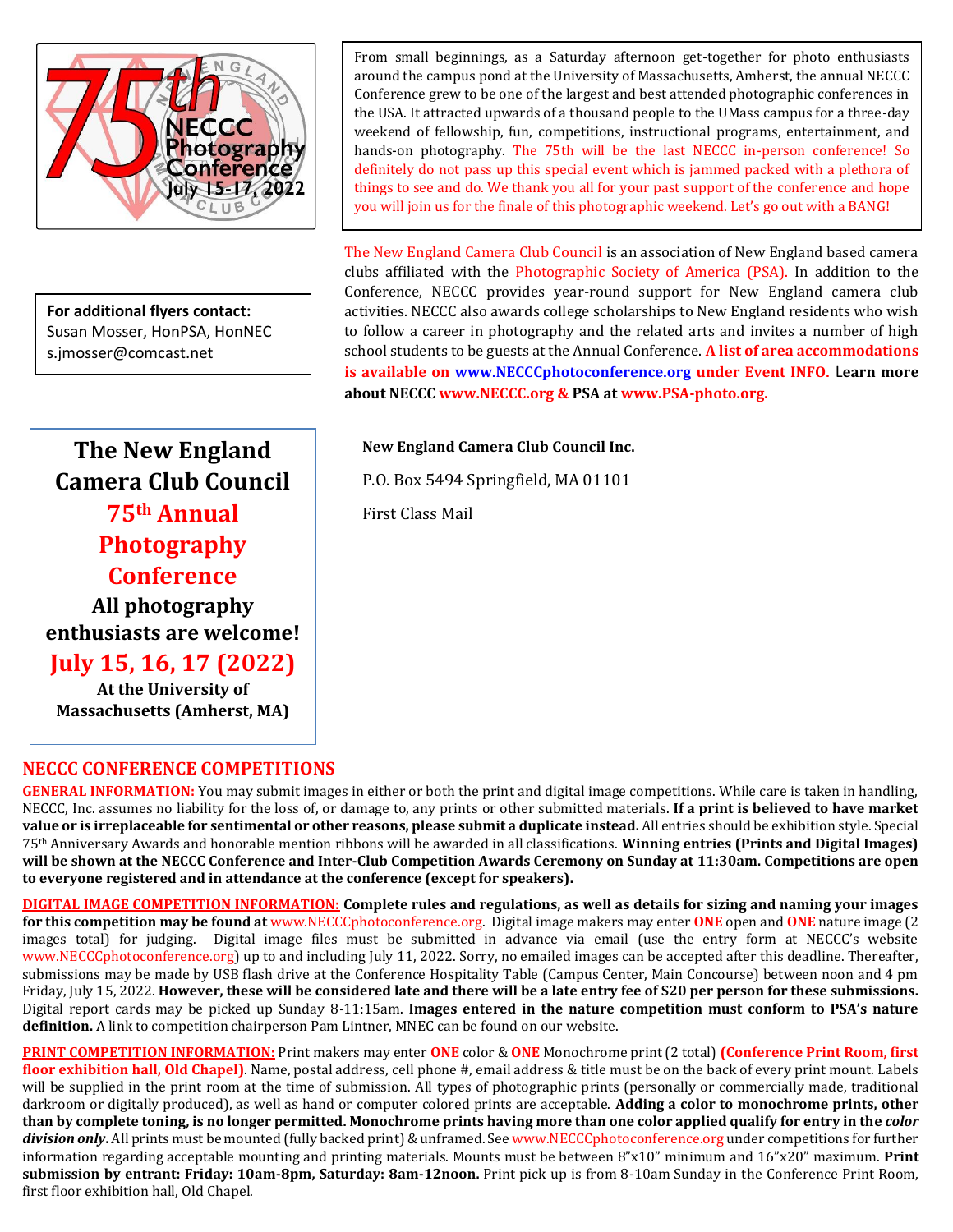75th NECCC Photography Conference July 15-17, 2022

From small beginnings, as a Saturday afternoon get-together for photo enthusiasts around the campus pond at the University of Massachusetts, Amherst, the annual NECCC Conference grew to be one of the largest and best attended photographic conferences in the USA. It attracted upwards of a thousand people to the UMass campus for a three-day weekend of fellowship, fun, competitions, instructional programs, entertainment, and hands-on photography. The 75th will be the last NECCC in-person conference! So definitely do not pass up this special event which is jammed packed with a plethora of things to see and do. We thank you all for your past support of the conference and hope you will join us for the finale of this photographic weekend. Let's go out with a BANG!

**For additional flyers contact:**
Susan Mosser, HonPSA, HonNEC
s.jmosser@comcast.net

The New England Camera Club Council is an association of New England based camera clubs affiliated with the Photographic Society of America (PSA). In addition to the Conference, NECCC provides year-round support for New England camera club activities. NECCC also awards college scholarships to New England residents who wish to follow a career in photography and the related arts and invites a number of high school students to be guests at the Annual Conference. **A list of area accommodations is available on www.NECCCphotoconference.org under Event INFO. Learn more about NECCC www.NECCC.org & PSA at www.PSA-photo.org.**

**The New England Camera Club Council**
**75th Annual Photography Conference**
**All photography enthusiasts are welcome!**
**July 15, 16, 17 (2022)**
**At the University of Massachusetts (Amherst, MA)**

**New England Camera Club Council Inc.**
P.O. Box 5494 Springfield, MA 01101
First Class Mail

## NECCC CONFERENCE COMPETITIONS

**GENERAL INFORMATION:** You may submit images in either or both the print and digital image competitions. While care is taken in handling, NECCC, Inc. assumes no liability for the loss of, or damage to, any prints or other submitted materials. **If a print is believed to have market value or is irreplaceable for sentimental or other reasons, please submit a duplicate instead.** All entries should be exhibition style. Special 75th Anniversary Awards and honorable mention ribbons will be awarded in all classifications. **Winning entries (Prints and Digital Images) will be shown at the NECCC Conference and Inter-Club Competition Awards Ceremony on Sunday at 11:30am. Competitions are open to everyone registered and in attendance at the conference (except for speakers).**

**DIGITAL IMAGE COMPETITION INFORMATION: Complete rules and regulations, as well as details for sizing and naming your images for this competition may be found at** www.NECCCphotoconference.org. Digital image makers may enter **ONE** open and **ONE** nature image (2 images total) for judging. Digital image files must be submitted in advance via email (use the entry form at NECCC's website www.NECCCphotoconference.org) up to and including July 11, 2022. Sorry, no emailed images can be accepted after this deadline. Thereafter, submissions may be made by USB flash drive at the Conference Hospitality Table (Campus Center, Main Concourse) between noon and 4 pm Friday, July 15, 2022. **However, these will be considered late and there will be a late entry fee of $20 per person for these submissions.** Digital report cards may be picked up Sunday 8-11:15am. **Images entered in the nature competition must conform to PSA's nature definition.** A link to competition chairperson Pam Lintner, MNEC can be found on our website.

**PRINT COMPETITION INFORMATION:** Print makers may enter **ONE** color & **ONE** Monochrome print (2 total) **(Conference Print Room, first floor exhibition hall, Old Chapel)**. Name, postal address, cell phone #, email address & title must be on the back of every print mount. Labels will be supplied in the print room at the time of submission. All types of photographic prints (personally or commercially made, traditional darkroom or digitally produced), as well as hand or computer colored prints are acceptable. **Adding a color to monochrome prints, other than by complete toning, is no longer permitted. Monochrome prints having more than one color applied qualify for entry in the *color division only*.** All prints must be mounted (fully backed print) & unframed. See www.NECCCphotoconference.org under competitions for further information regarding acceptable mounting and printing materials. Mounts must be between 8"x10" minimum and 16"x20" maximum. **Print submission by entrant: Friday: 10am-8pm, Saturday: 8am-12noon.** Print pick up is from 8-10am Sunday in the Conference Print Room, first floor exhibition hall, Old Chapel.